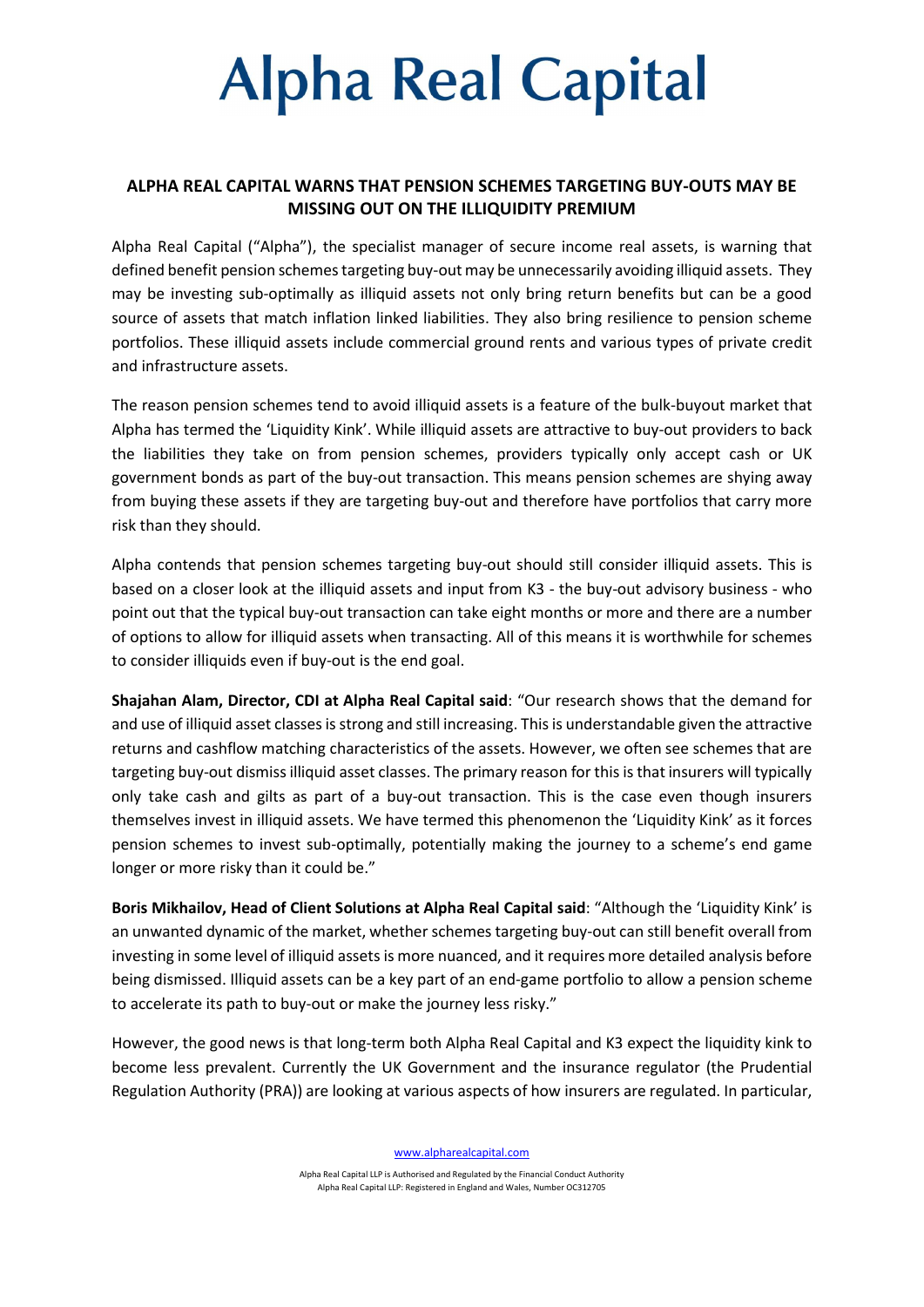# Alpha Real Capital

## ALPHA REAL CAPITAL WARNS THAT PENSION SCHEMES TARGETING BUY-OUTS MAY BE MISSING OUT ON THE ILLIQUIDITY PREMIUM

Alpha Real Capital ("Alpha"), the specialist manager of secure income real assets, is warning that defined benefit pension schemes targeting buy-out may be unnecessarily avoiding illiquid assets. They may be investing sub-optimally as illiquid assets not only bring return benefits but can be a good source of assets that match inflation linked liabilities. They also bring resilience to pension scheme portfolios. These illiquid assets include commercial ground rents and various types of private credit and infrastructure assets.

The reason pension schemes tend to avoid illiquid assets is a feature of the bulk-buyout market that Alpha has termed the 'Liquidity Kink'. While illiquid assets are attractive to buy-out providers to back the liabilities they take on from pension schemes, providers typically only accept cash or UK government bonds as part of the buy-out transaction. This means pension schemes are shying away from buying these assets if they are targeting buy-out and therefore have portfolios that carry more risk than they should.

Alpha contends that pension schemes targeting buy-out should still consider illiquid assets. This is based on a closer look at the illiquid assets and input from K3 - the buy-out advisory business - who point out that the typical buy-out transaction can take eight months or more and there are a number of options to allow for illiquid assets when transacting. All of this means it is worthwhile for schemes to consider illiquids even if buy-out is the end goal.

**Shajahan Alam, Director, CDI at Alpha Real Capital said**: "Our research shows that the demand for and use of illiquid asset classes is strong and still increasing. This is understandable given the attractive returns and cashflow matching characteristics of the assets. However, we often see schemes that are targeting buy-out dismiss illiquid asset classes. The primary reason for this is that insurers will typically only take cash and gilts as part of a buy-out transaction. This is the case even though insurers themselves invest in illiquid assets. We have termed this phenomenon the 'Liquidity Kink' as it forces pension schemes to invest sub-optimally, potentially making the journey to a scheme's end game longer or more risky than it could be."

**Boris Mikhailov, Head of Client Solutions at Alpha Real Capital said**: "Although the 'Liquidity Kink' is an unwanted dynamic of the market, whether schemes targeting buy-out can still benefit overall from investing in some level of illiquid assets is more nuanced, and it requires more detailed analysis before being dismissed. Illiquid assets can be a key part of an end-game portfolio to allow a pension scheme to accelerate its path to buy-out or make the journey less risky."

However, the good news is that long-term both Alpha Real Capital and K3 expect the liquidity kink to become less prevalent. Currently the UK Government and the insurance regulator (the Prudential Regulation Authority (PRA)) are looking at various aspects of how insurers are regulated. In particular,

www.alpharealcapital.com

Alpha Real Capital LLP is Authorised and Regulated by the Financial Conduct Authority
Alpha Real Capital LLP: Registered in England and Wales, Number OC312705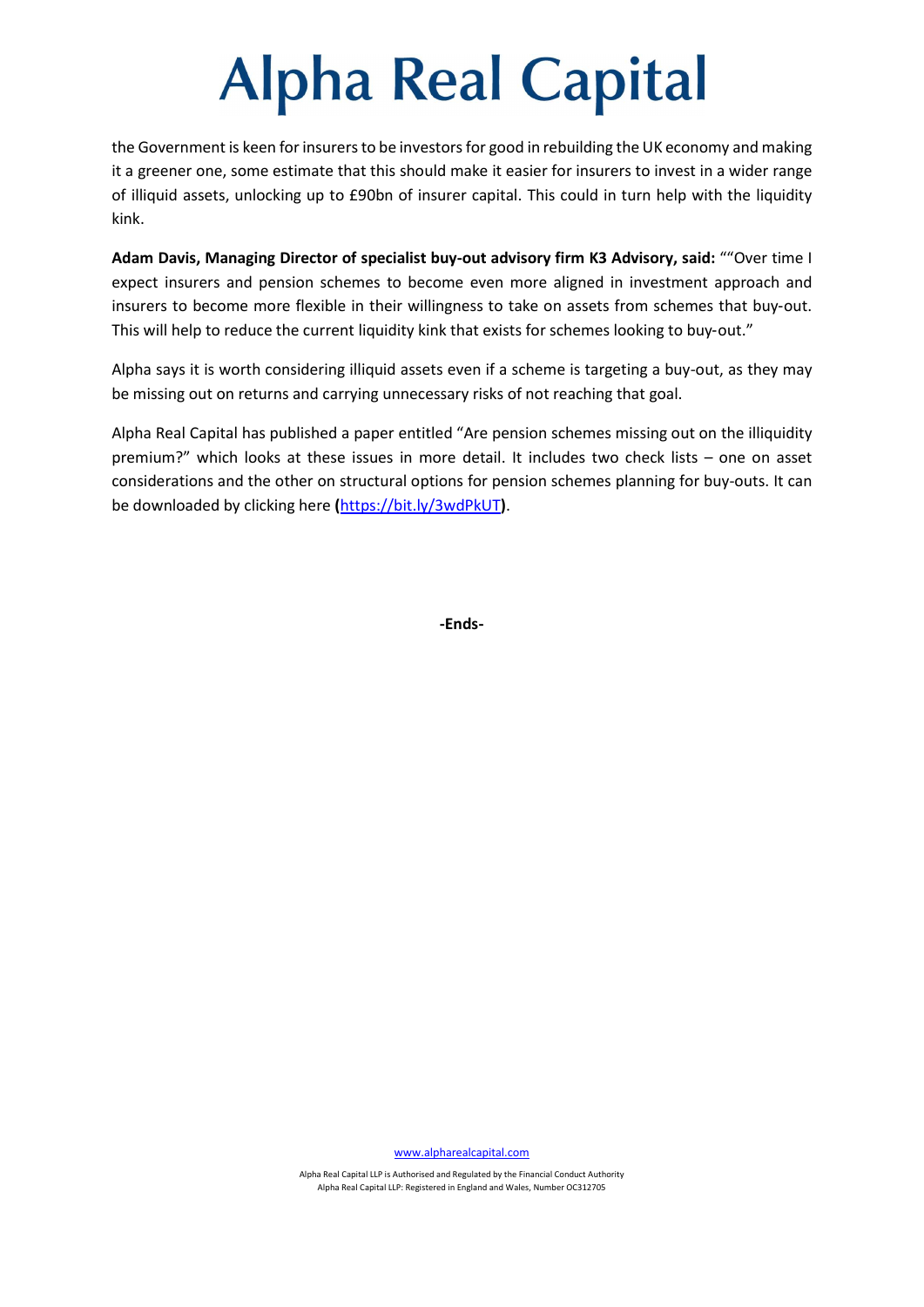the Government is keen for insurers to be investors for good in rebuilding the UK economy and making it a greener one, some estimate that this should make it easier for insurers to invest in a wider range of illiquid assets, unlocking up to £90bn of insurer capital. This could in turn help with the liquidity kink.

**Adam Davis, Managing Director of specialist buy-out advisory firm K3 Advisory, said:** ""Over time I expect insurers and pension schemes to become even more aligned in investment approach and insurers to become more flexible in their willingness to take on assets from schemes that buy-out. This will help to reduce the current liquidity kink that exists for schemes looking to buy-out."

Alpha says it is worth considering illiquid assets even if a scheme is targeting a buy-out, as they may be missing out on returns and carrying unnecessary risks of not reaching that goal.

Alpha Real Capital has published a paper entitled "Are pension schemes missing out on the illiquidity premium?" which looks at these issues in more detail. It includes two check lists – one on asset considerations and the other on structural options for pension schemes planning for buy-outs. It can be downloaded by clicking here **(**https://bit.ly/3wdPkUT**)**.

**-Ends-**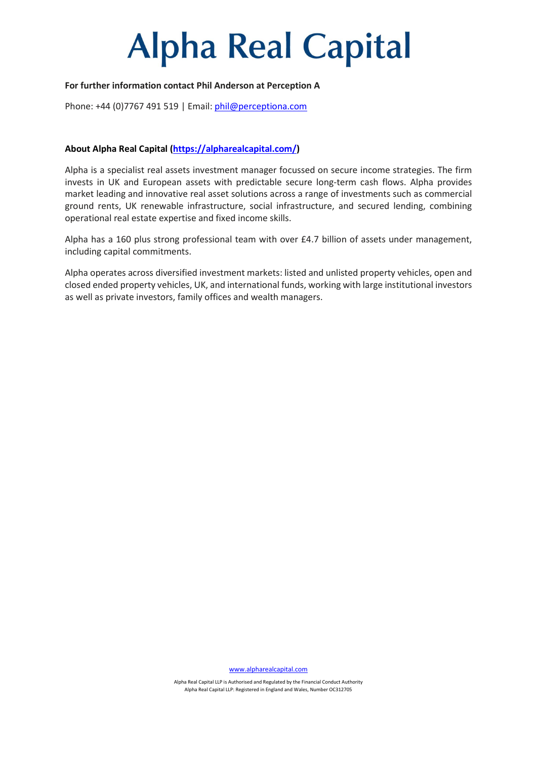# Alpha Real Capital

**For further information contact Phil Anderson at Perception A**

Phone: +44 (0)7767 491 519 | Email: phil@perceptiona.com

**About Alpha Real Capital (https://alpharealcapital.com/)**

Alpha is a specialist real assets investment manager focussed on secure income strategies. The firm invests in UK and European assets with predictable secure long-term cash flows. Alpha provides market leading and innovative real asset solutions across a range of investments such as commercial ground rents, UK renewable infrastructure, social infrastructure, and secured lending, combining operational real estate expertise and fixed income skills.

Alpha has a 160 plus strong professional team with over £4.7 billion of assets under management, including capital commitments.

Alpha operates across diversified investment markets: listed and unlisted property vehicles, open and closed ended property vehicles, UK, and international funds, working with large institutional investors as well as private investors, family offices and wealth managers.

www.alpharealcapital.com

Alpha Real Capital LLP is Authorised and Regulated by the Financial Conduct Authority
Alpha Real Capital LLP: Registered in England and Wales, Number OC312705